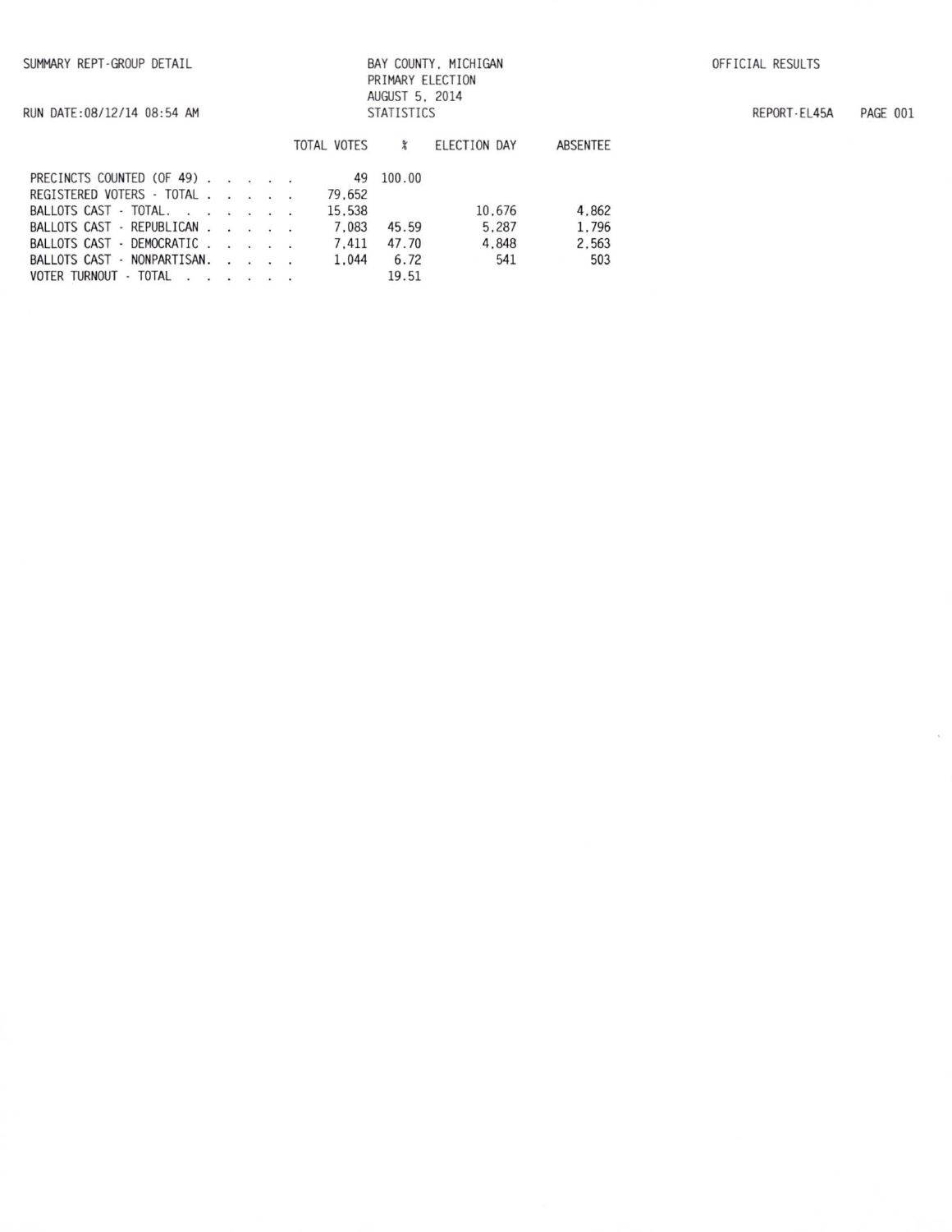SUMMARY REPT-GROUP DETAIL

RUN DATE:08/12/14 08:54 AM

BAY COUNTY, MICHIGAN
PRIMARY ELECTION
AUGUST 5, 2014
STATISTICS

OFFICIAL RESULTS

REPORT-EL45A

| | TOTAL VOTES | % | ELECTION DAY | ABSENTEE |
|---|---|---|---|---|
| PRECINCTS COUNTED (OF 49) . . . . . | 49 | 100.00 | | |
| REGISTERED VOTERS - TOTAL . . . . . | 79,652 | | | |
| BALLOTS CAST - TOTAL. . . . . . . | 15,538 | | 10,676 | 4,862 |
| BALLOTS CAST - REPUBLICAN . . . . . | 7,083 | 45.59 | 5,287 | 1,796 |
| BALLOTS CAST - DEMOCRATIC . . . . . | 7,411 | 47.70 | 4,848 | 2,563 |
| BALLOTS CAST - NONPARTISAN. . . . . | 1,044 | 6.72 | 541 | 503 |
| VOTER TURNOUT - TOTAL . . . . . . | | 19.51 | | |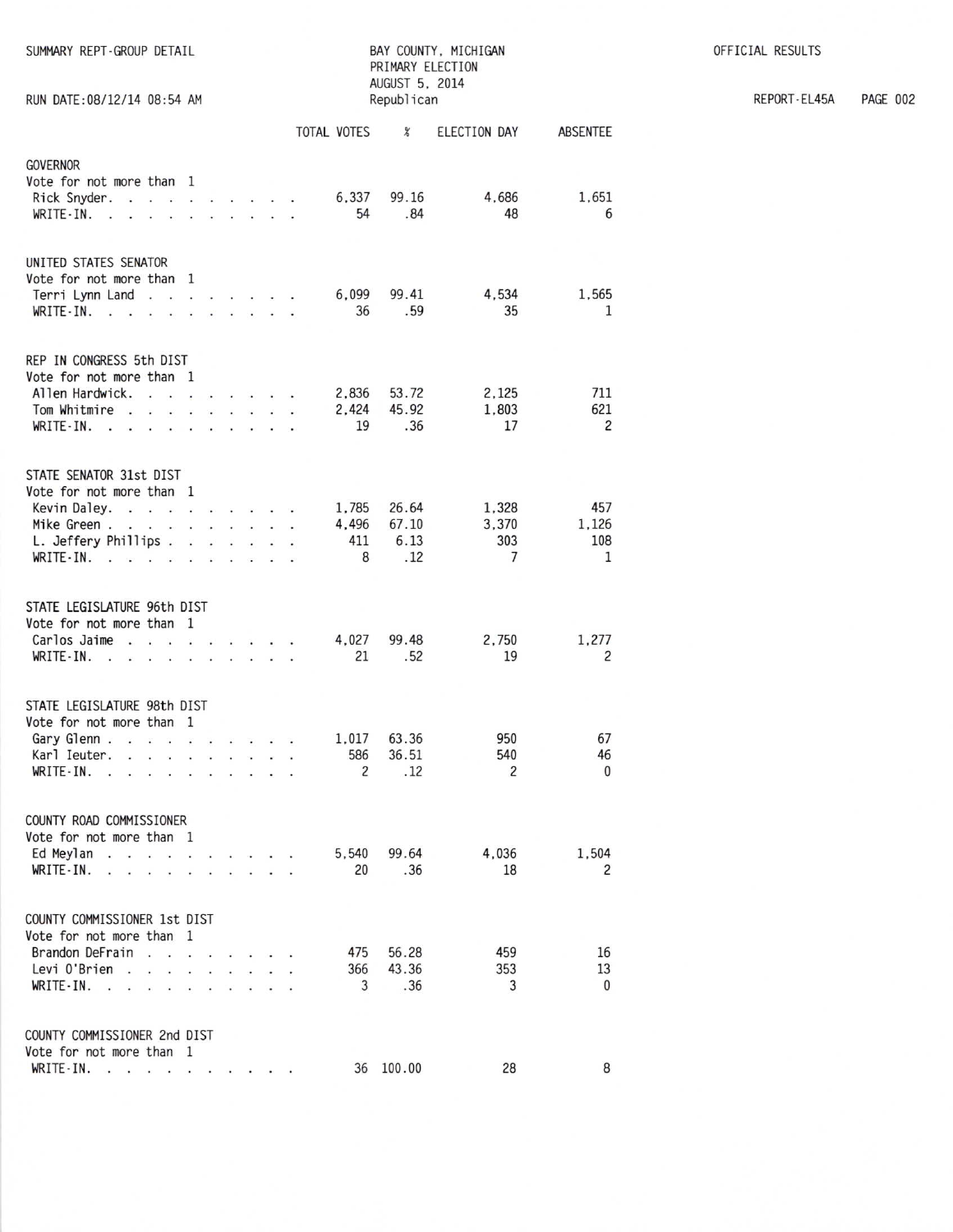SUMMARY REPT-GROUP DETAIL

RUN DATE:08/12/14 08:54 AM

BAY COUNTY, MICHIGAN
PRIMARY ELECTION
AUGUST 5, 2014
Republican

OFFICIAL RESULTS

REPORT-EL45A

| | TOTAL VOTES | % | ELECTION DAY | ABSENTEE |
|---|---|---|---|---|
| **GOVERNOR** | | | | |
| Vote for not more than 1 | | | | |
| Rick Snyder | 6,337 | 99.16 | 4,686 | 1,651 |
| WRITE-IN | 54 | .84 | 48 | 6 |
| **UNITED STATES SENATOR** | | | | |
| Vote for not more than 1 | | | | |
| Terri Lynn Land | 6,099 | 99.41 | 4,534 | 1,565 |
| WRITE-IN | 36 | .59 | 35 | 1 |
| **REP IN CONGRESS 5th DIST** | | | | |
| Vote for not more than 1 | | | | |
| Allen Hardwick | 2,836 | 53.72 | 2,125 | 711 |
| Tom Whitmire | 2,424 | 45.92 | 1,803 | 621 |
| WRITE-IN | 19 | .36 | 17 | 2 |
| **STATE SENATOR 31st DIST** | | | | |
| Vote for not more than 1 | | | | |
| Kevin Daley | 1,785 | 26.64 | 1,328 | 457 |
| Mike Green | 4,496 | 67.10 | 3,370 | 1,126 |
| L. Jeffery Phillips | 411 | 6.13 | 303 | 108 |
| WRITE-IN | 8 | .12 | 7 | 1 |
| **STATE LEGISLATURE 96th DIST** | | | | |
| Vote for not more than 1 | | | | |
| Carlos Jaime | 4,027 | 99.48 | 2,750 | 1,277 |
| WRITE-IN | 21 | .52 | 19 | 2 |
| **STATE LEGISLATURE 98th DIST** | | | | |
| Vote for not more than 1 | | | | |
| Gary Glenn | 1,017 | 63.36 | 950 | 67 |
| Karl Ieuter | 586 | 36.51 | 540 | 46 |
| WRITE-IN | 2 | .12 | 2 | 0 |
| **COUNTY ROAD COMMISSIONER** | | | | |
| Vote for not more than 1 | | | | |
| Ed Meylan | 5,540 | 99.64 | 4,036 | 1,504 |
| WRITE-IN | 20 | .36 | 18 | 2 |
| **COUNTY COMMISSIONER 1st DIST** | | | | |
| Vote for not more than 1 | | | | |
| Brandon DeFrain | 475 | 56.28 | 459 | 16 |
| Levi O'Brien | 366 | 43.36 | 353 | 13 |
| WRITE-IN | 3 | .36 | 3 | 0 |
| **COUNTY COMMISSIONER 2nd DIST** | | | | |
| Vote for not more than 1 | | | | |
| WRITE-IN | 36 | 100.00 | 28 | 8 |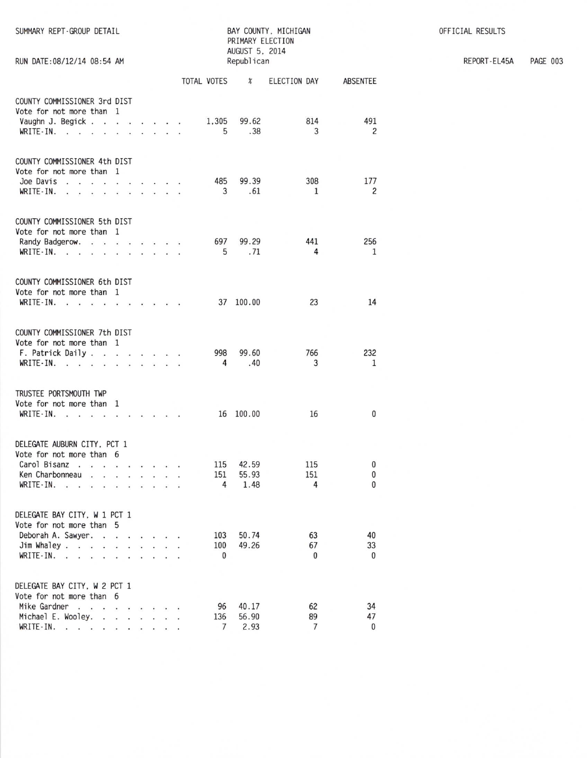SUMMARY REPT-GROUP DETAIL

BAY COUNTY, MICHIGAN
PRIMARY ELECTION
AUGUST 5, 2014
Republican

OFFICIAL RESULTS

RUN DATE:08/12/14 08:54 AM

REPORT-EL45A

| | TOTAL VOTES | % | ELECTION DAY | ABSENTEE |
|---|---|---|---|---|
| **COUNTY COMMISSIONER 3rd DIST** | | | | |
| Vote for not more than 1 | | | | |
| Vaughn J. Begick | 1,305 | 99.62 | 814 | 491 |
| WRITE-IN. | 5 | .38 | 3 | 2 |
| **COUNTY COMMISSIONER 4th DIST** | | | | |
| Vote for not more than 1 | | | | |
| Joe Davis | 485 | 99.39 | 308 | 177 |
| WRITE-IN. | 3 | .61 | 1 | 2 |
| **COUNTY COMMISSIONER 5th DIST** | | | | |
| Vote for not more than 1 | | | | |
| Randy Badgerow. | 697 | 99.29 | 441 | 256 |
| WRITE-IN. | 5 | .71 | 4 | 1 |
| **COUNTY COMMISSIONER 6th DIST** | | | | |
| Vote for not more than 1 | | | | |
| WRITE-IN. | 37 | 100.00 | 23 | 14 |
| **COUNTY COMMISSIONER 7th DIST** | | | | |
| Vote for not more than 1 | | | | |
| F. Patrick Daily | 998 | 99.60 | 766 | 232 |
| WRITE-IN. | 4 | .40 | 3 | 1 |
| **TRUSTEE PORTSMOUTH TWP** | | | | |
| Vote for not more than 1 | | | | |
| WRITE-IN. | 16 | 100.00 | 16 | 0 |
| **DELEGATE AUBURN CITY, PCT 1** | | | | |
| Vote for not more than 6 | | | | |
| Carol Bisanz | 115 | 42.59 | 115 | 0 |
| Ken Charbonneau | 151 | 55.93 | 151 | 0 |
| WRITE-IN. | 4 | 1.48 | 4 | 0 |
| **DELEGATE BAY CITY, W 1 PCT 1** | | | | |
| Vote for not more than 5 | | | | |
| Deborah A. Sawyer. | 103 | 50.74 | 63 | 40 |
| Jim Whaley | 100 | 49.26 | 67 | 33 |
| WRITE-IN. | 0 | | 0 | 0 |
| **DELEGATE BAY CITY, W 2 PCT 1** | | | | |
| Vote for not more than 6 | | | | |
| Mike Gardner | 96 | 40.17 | 62 | 34 |
| Michael E. Wooley. | 136 | 56.90 | 89 | 47 |
| WRITE-IN. | 7 | 2.93 | 7 | 0 |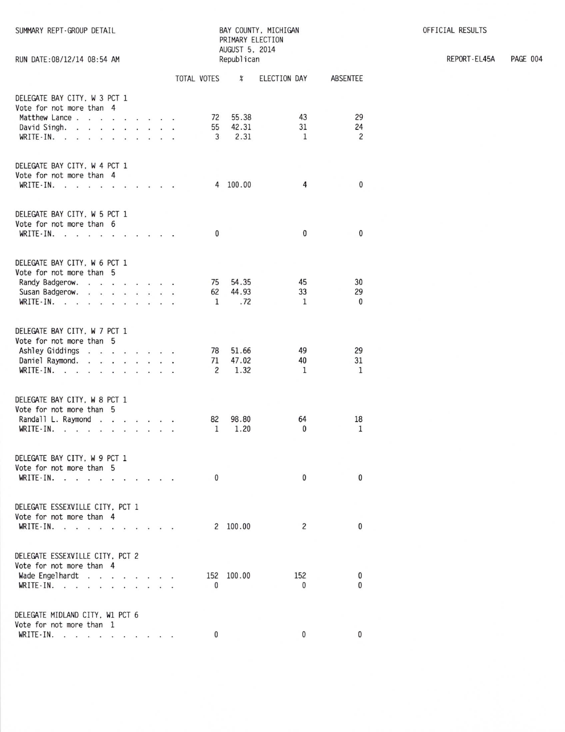SUMMARY REPT-GROUP DETAIL

BAY COUNTY, MICHIGAN
PRIMARY ELECTION
AUGUST 5, 2014
Republican

OFFICIAL RESULTS

RUN DATE:08/12/14 08:54 AM

REPORT-EL45A

| | TOTAL VOTES | % | ELECTION DAY | ABSENTEE |
|---|---|---|---|---|
| **DELEGATE BAY CITY, W 3 PCT 1** | | | | |
| Vote for not more than 4 | | | | |
| Matthew Lance | 72 | 55.38 | 43 | 29 |
| David Singh | 55 | 42.31 | 31 | 24 |
| WRITE-IN | 3 | 2.31 | 1 | 2 |
| **DELEGATE BAY CITY, W 4 PCT 1** | | | | |
| Vote for not more than 4 | | | | |
| WRITE-IN | 4 | 100.00 | 4 | 0 |
| **DELEGATE BAY CITY, W 5 PCT 1** | | | | |
| Vote for not more than 6 | | | | |
| WRITE-IN | 0 | | 0 | 0 |
| **DELEGATE BAY CITY, W 6 PCT 1** | | | | |
| Vote for not more than 5 | | | | |
| Randy Badgerow | 75 | 54.35 | 45 | 30 |
| Susan Badgerow | 62 | 44.93 | 33 | 29 |
| WRITE-IN | 1 | .72 | 1 | 0 |
| **DELEGATE BAY CITY, W 7 PCT 1** | | | | |
| Vote for not more than 5 | | | | |
| Ashley Giddings | 78 | 51.66 | 49 | 29 |
| Daniel Raymond | 71 | 47.02 | 40 | 31 |
| WRITE-IN | 2 | 1.32 | 1 | 1 |
| **DELEGATE BAY CITY, W 8 PCT 1** | | | | |
| Vote for not more than 5 | | | | |
| Randall L. Raymond | 82 | 98.80 | 64 | 18 |
| WRITE-IN | 1 | 1.20 | 0 | 1 |
| **DELEGATE BAY CITY, W 9 PCT 1** | | | | |
| Vote for not more than 5 | | | | |
| WRITE-IN | 0 | | 0 | 0 |
| **DELEGATE ESSEXVILLE CITY, PCT 1** | | | | |
| Vote for not more than 4 | | | | |
| WRITE-IN | 2 | 100.00 | 2 | 0 |
| **DELEGATE ESSEXVILLE CITY, PCT 2** | | | | |
| Vote for not more than 4 | | | | |
| Wade Engelhardt | 152 | 100.00 | 152 | 0 |
| WRITE-IN | 0 | | 0 | 0 |
| **DELEGATE MIDLAND CITY, W1 PCT 6** | | | | |
| Vote for not more than 1 | | | | |
| WRITE-IN | 0 | | 0 | 0 |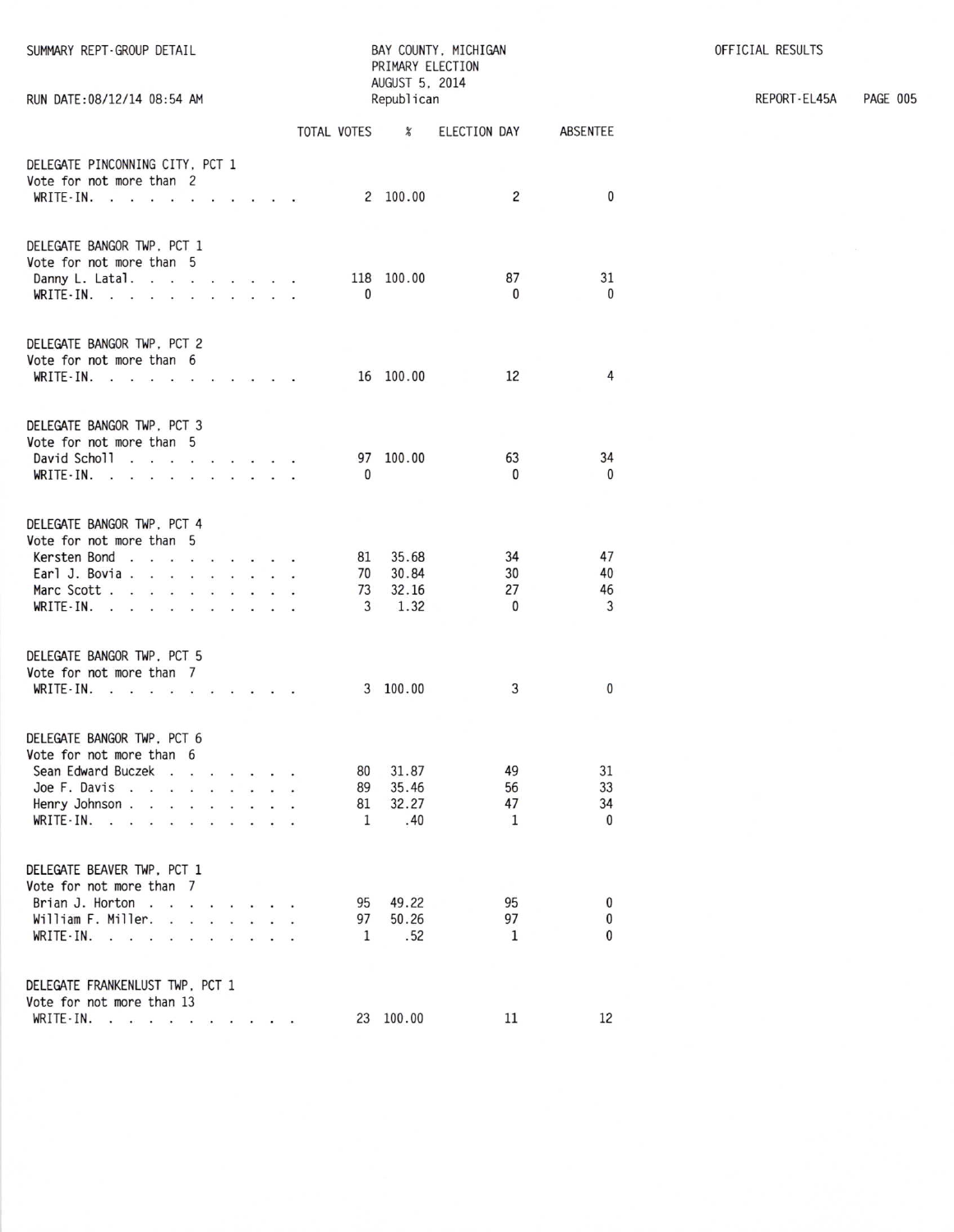SUMMARY REPT-GROUP DETAIL

BAY COUNTY, MICHIGAN
PRIMARY ELECTION
AUGUST 5, 2014
Republican

OFFICIAL RESULTS

RUN DATE:08/12/14 08:54 AM

REPORT-EL45A

| | TOTAL VOTES | % | ELECTION DAY | ABSENTEE |
|---|---|---|---|---|
| **DELEGATE PINCONNING CITY, PCT 1** | | | | |
| Vote for not more than 2 | | | | |
| WRITE-IN. . . . . . . . . . . . | 2 | 100.00 | 2 | 0 |
| **DELEGATE BANGOR TWP, PCT 1** | | | | |
| Vote for not more than 5 | | | | |
| Danny L. Latal. . . . . . . . . . | 118 | 100.00 | 87 | 31 |
| WRITE-IN. . . . . . . . . . . . | 0 | | 0 | 0 |
| **DELEGATE BANGOR TWP, PCT 2** | | | | |
| Vote for not more than 6 | | | | |
| WRITE-IN. . . . . . . . . . . . | 16 | 100.00 | 12 | 4 |
| **DELEGATE BANGOR TWP, PCT 3** | | | | |
| Vote for not more than 5 | | | | |
| David Scholl . . . . . . . . . . | 97 | 100.00 | 63 | 34 |
| WRITE-IN. . . . . . . . . . . . | 0 | | 0 | 0 |
| **DELEGATE BANGOR TWP, PCT 4** | | | | |
| Vote for not more than 5 | | | | |
| Kersten Bond . . . . . . . . . . | 81 | 35.68 | 34 | 47 |
| Earl J. Bovia . . . . . . . . . . | 70 | 30.84 | 30 | 40 |
| Marc Scott . . . . . . . . . . . | 73 | 32.16 | 27 | 46 |
| WRITE-IN. . . . . . . . . . . . | 3 | 1.32 | 0 | 3 |
| **DELEGATE BANGOR TWP, PCT 5** | | | | |
| Vote for not more than 7 | | | | |
| WRITE-IN. . . . . . . . . . . . | 3 | 100.00 | 3 | 0 |
| **DELEGATE BANGOR TWP, PCT 6** | | | | |
| Vote for not more than 6 | | | | |
| Sean Edward Buczek . . . . . . . | 80 | 31.87 | 49 | 31 |
| Joe F. Davis . . . . . . . . . . | 89 | 35.46 | 56 | 33 |
| Henry Johnson . . . . . . . . . . | 81 | 32.27 | 47 | 34 |
| WRITE-IN. . . . . . . . . . . . | 1 | .40 | 1 | 0 |
| **DELEGATE BEAVER TWP, PCT 1** | | | | |
| Vote for not more than 7 | | | | |
| Brian J. Horton . . . . . . . . . | 95 | 49.22 | 95 | 0 |
| William F. Miller. . . . . . . . . | 97 | 50.26 | 97 | 0 |
| WRITE-IN. . . . . . . . . . . . | 1 | .52 | 1 | 0 |
| **DELEGATE FRANKENLUST TWP, PCT 1** | | | | |
| Vote for not more than 13 | | | | |
| WRITE-IN. . . . . . . . . . . . | 23 | 100.00 | 11 | 12 |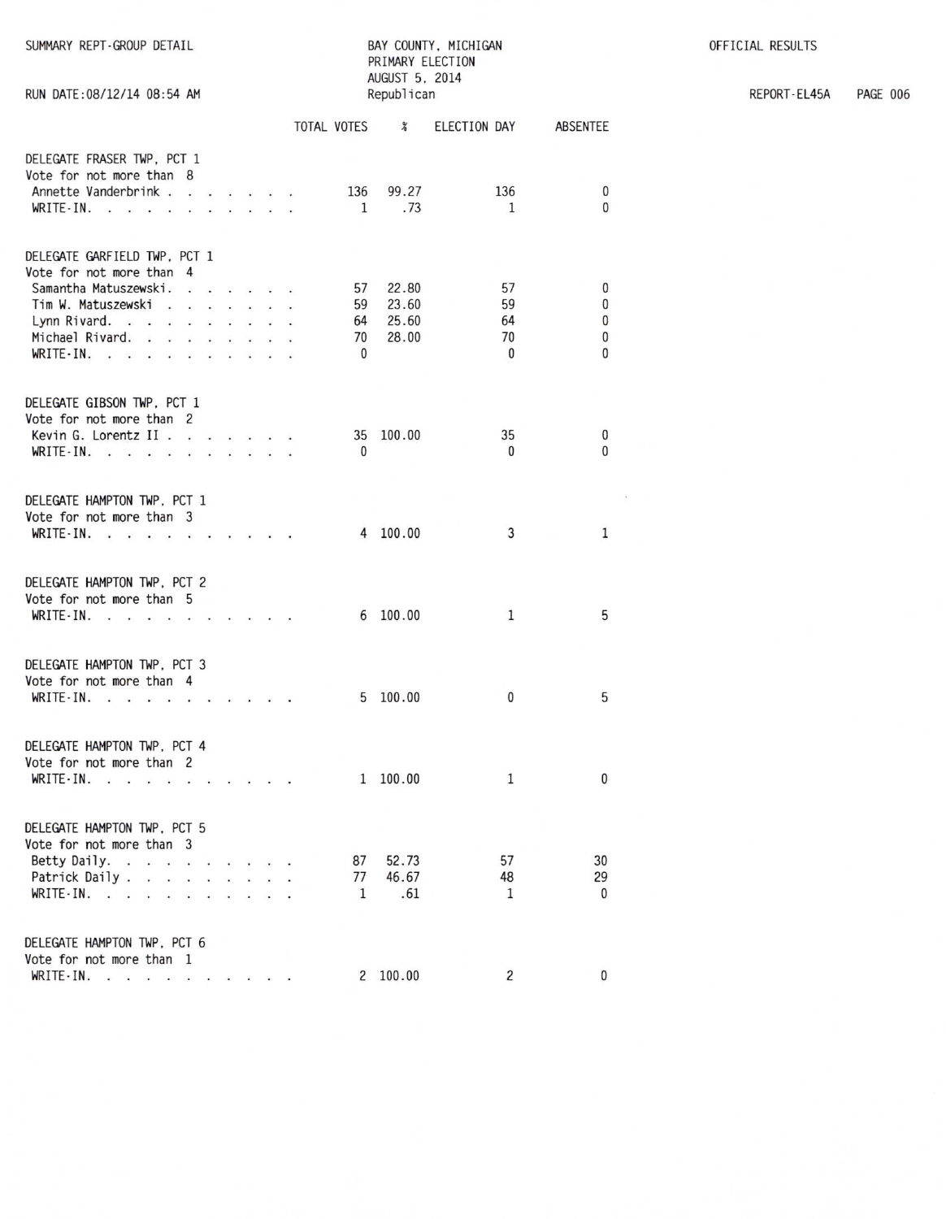SUMMARY REPT-GROUP DETAIL

BAY COUNTY, MICHIGAN
PRIMARY ELECTION
AUGUST 5, 2014
Republican

OFFICIAL RESULTS

RUN DATE:08/12/14 08:54 AM

REPORT-EL45A

| | TOTAL VOTES | % | ELECTION DAY | ABSENTEE |
|---|---|---|---|---|
| **DELEGATE FRASER TWP, PCT 1** | | | | |
| Vote for not more than 8 | | | | |
| Annette Vanderbrink . . . . . . . | 136 | 99.27 | 136 | 0 |
| WRITE-IN. . . . . . . . . . . | 1 | .73 | 1 | 0 |
| **DELEGATE GARFIELD TWP, PCT 1** | | | | |
| Vote for not more than 4 | | | | |
| Samantha Matuszewski. . . . . . . | 57 | 22.80 | 57 | 0 |
| Tim W. Matuszewski . . . . . . . | 59 | 23.60 | 59 | 0 |
| Lynn Rivard. . . . . . . . . . | 64 | 25.60 | 64 | 0 |
| Michael Rivard. . . . . . . . . | 70 | 28.00 | 70 | 0 |
| WRITE-IN. . . . . . . . . . . | 0 | | 0 | 0 |
| **DELEGATE GIBSON TWP, PCT 1** | | | | |
| Vote for not more than 2 | | | | |
| Kevin G. Lorentz II . . . . . . . | 35 | 100.00 | 35 | 0 |
| WRITE-IN. . . . . . . . . . . | 0 | | 0 | 0 |
| **DELEGATE HAMPTON TWP, PCT 1** | | | | |
| Vote for not more than 3 | | | | |
| WRITE-IN. . . . . . . . . . . | 4 | 100.00 | 3 | 1 |
| **DELEGATE HAMPTON TWP, PCT 2** | | | | |
| Vote for not more than 5 | | | | |
| WRITE-IN. . . . . . . . . . . | 6 | 100.00 | 1 | 5 |
| **DELEGATE HAMPTON TWP, PCT 3** | | | | |
| Vote for not more than 4 | | | | |
| WRITE-IN. . . . . . . . . . . | 5 | 100.00 | 0 | 5 |
| **DELEGATE HAMPTON TWP, PCT 4** | | | | |
| Vote for not more than 2 | | | | |
| WRITE-IN. . . . . . . . . . . | 1 | 100.00 | 1 | 0 |
| **DELEGATE HAMPTON TWP, PCT 5** | | | | |
| Vote for not more than 3 | | | | |
| Betty Daily. . . . . . . . . . | 87 | 52.73 | 57 | 30 |
| Patrick Daily . . . . . . . . . | 77 | 46.67 | 48 | 29 |
| WRITE-IN. . . . . . . . . . . | 1 | .61 | 1 | 0 |
| **DELEGATE HAMPTON TWP, PCT 6** | | | | |
| Vote for not more than 1 | | | | |
| WRITE-IN. . . . . . . . . . . | 2 | 100.00 | 2 | 0 |